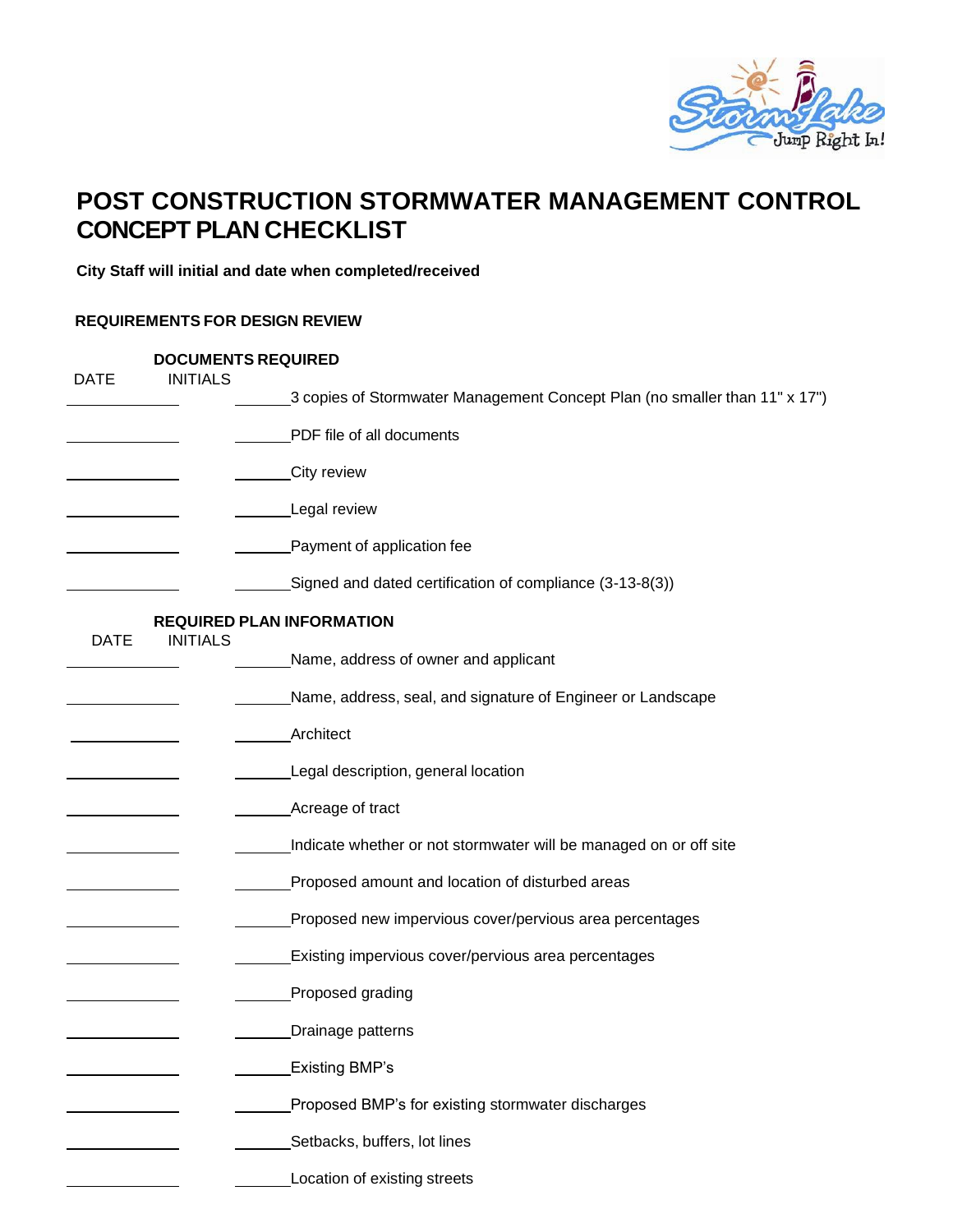# POST CONSTRUCTION STORMWATER MANAGEMENT CONTROL CONCEPT PLAN CHECKLIST

**City Staff will initial and date when completed/received**

## REQUIREMENTS FOR DESIGN REVIEW

### DOCUMENTS REQUIRED

| DATE | INITIALS | |
|---|---|---|
| ______ | ______ | 3 copies of Stormwater Management Concept Plan (no smaller than 11" x 17") |
| ______ | ______ | PDF file of all documents |
| ______ | ______ | City review |
| ______ | ______ | Legal review |
| ______ | ______ | Payment of application fee |
| ______ | ______ | Signed and dated certification of compliance (3-13-8(3)) |

### REQUIRED PLAN INFORMATION

| DATE | INITIALS | |
|---|---|---|
| ______ | ______ | Name, address of owner and applicant |
| ______ | ______ | Name, address, seal, and signature of Engineer or Landscape |
| ______ | ______ | Architect |
| ______ | ______ | Legal description, general location |
| ______ | ______ | Acreage of tract |
| ______ | ______ | Indicate whether or not stormwater will be managed on or off site |
| ______ | ______ | Proposed amount and location of disturbed areas |
| ______ | ______ | Proposed new impervious cover/pervious area percentages |
| ______ | ______ | Existing impervious cover/pervious area percentages |
| ______ | ______ | Proposed grading |
| ______ | ______ | Drainage patterns |
| ______ | ______ | Existing BMP's |
| ______ | ______ | Proposed BMP's for existing stormwater discharges |
| ______ | ______ | Setbacks, buffers, lot lines |
| ______ | ______ | Location of existing streets |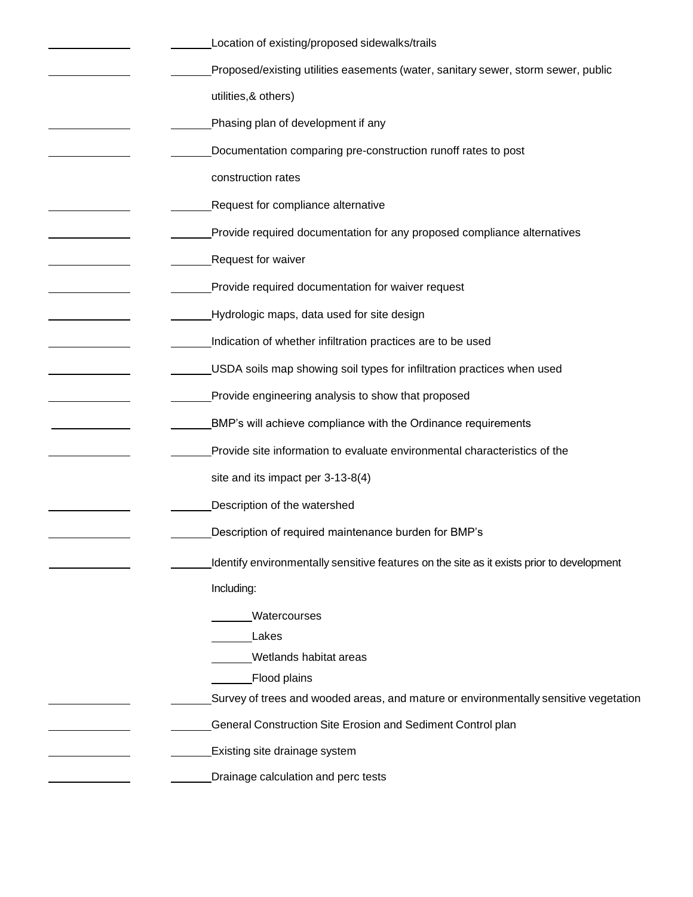______________ ______ Location of existing/proposed sidewalks/trails

______________ ______ Proposed/existing utilities easements (water, sanitary sewer, storm sewer, public utilities,& others)

______________ ______ Phasing plan of development if any

______________ ______ Documentation comparing pre-construction runoff rates to post construction rates

______________ ______ Request for compliance alternative

______________ ______ Provide required documentation for any proposed compliance alternatives

______________ ______ Request for waiver

______________ ______ Provide required documentation for waiver request

______________ ______ Hydrologic maps, data used for site design

______________ ______ Indication of whether infiltration practices are to be used

______________ ______ USDA soils map showing soil types for infiltration practices when used

______________ ______ Provide engineering analysis to show that proposed

______________ ______ BMP's will achieve compliance with the Ordinance requirements

______________ ______ Provide site information to evaluate environmental characteristics of the site and its impact per 3-13-8(4)

______________ ______ Description of the watershed

______________ ______ Description of required maintenance burden for BMP's

______________ ______ Identify environmentally sensitive features on the site as it exists prior to development Including:

- ______ Watercourses
- ______ Lakes
- ______ Wetlands habitat areas
- ______ Flood plains

______________ ______ Survey of trees and wooded areas, and mature or environmentally sensitive vegetation

______________ ______ General Construction Site Erosion and Sediment Control plan

______________ ______ Existing site drainage system

______________ ______ Drainage calculation and perc tests